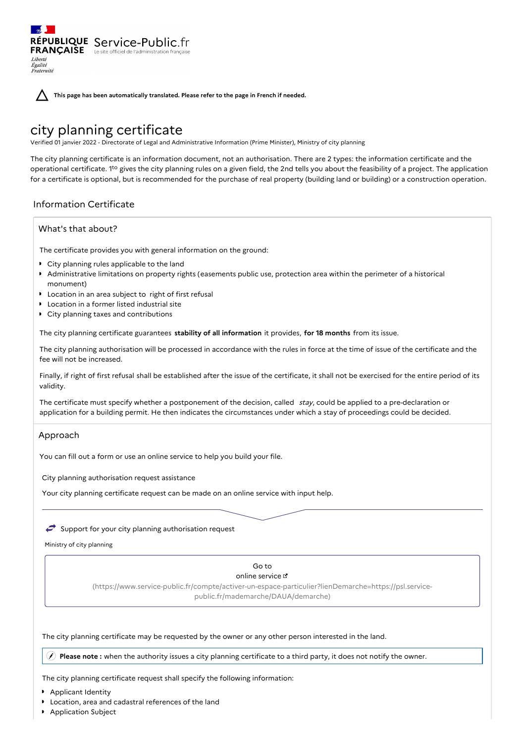RÉPUBLIQUE FRANÇAISE Service-Public.fr
Le site officiel de l'administration française
Liberté Égalité Fraternité

This page has been automatically translated. Please refer to the page in French if needed.

# city planning certificate

Verified 01 janvier 2022 - Directorate of Legal and Administrative Information (Prime Minister), Ministry of city planning

The city planning certificate is an information document, not an authorisation. There are 2 types: the information certificate and the operational certificate. 1to gives the city planning rules on a given field, the 2nd tells you about the feasibility of a project. The application for a certificate is optional, but is recommended for the purchase of real property (building land or building) or a construction operation.

## Information Certificate

### What's that about?

The certificate provides you with general information on the ground:

- City planning rules applicable to the land
- Administrative limitations on property rights (easements public use, protection area within the perimeter of a historical monument)
- Location in an area subject to right of first refusal
- Location in a former listed industrial site
- City planning taxes and contributions

The city planning certificate guarantees **stability of all information** it provides, **for 18 months** from its issue.

The city planning authorisation will be processed in accordance with the rules in force at the time of issue of the certificate and the fee will not be increased.

Finally, if right of first refusal shall be established after the issue of the certificate, it shall not be exercised for the entire period of its validity.

The certificate must specify whether a postponement of the decision, called *stay*, could be applied to a pre-declaration or application for a building permit. He then indicates the circumstances under which a stay of proceedings could be decided.

### Approach

You can fill out a form or use an online service to help you build your file.

City planning authorisation request assistance

Your city planning certificate request can be made on an online service with input help.

Support for your city planning authorisation request

Ministry of city planning

Go to online service
(https://www.service-public.fr/compte/activer-un-espace-particulier?lienDemarche=https://psl.service-public.fr/mademarche/DAUA/demarche)

The city planning certificate may be requested by the owner or any other person interested in the land.

**Please note :** when the authority issues a city planning certificate to a third party, it does not notify the owner.

The city planning certificate request shall specify the following information:

- Applicant Identity
- Location, area and cadastral references of the land
- Application Subject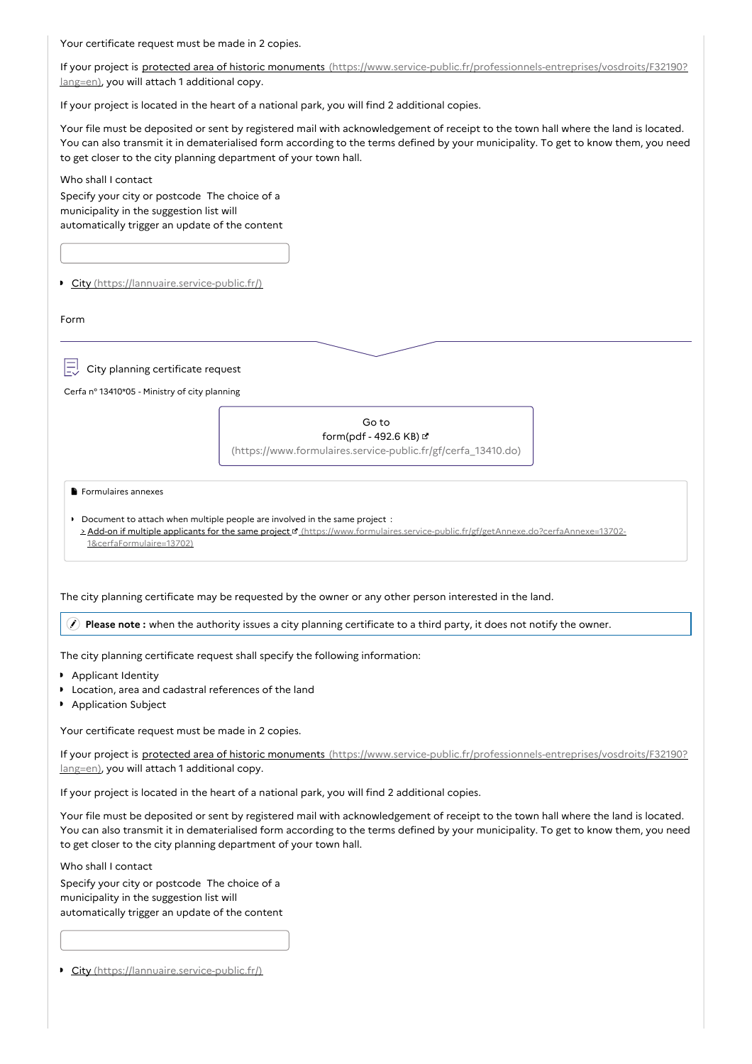Your certificate request must be made in 2 copies.

If your project is protected area of historic monuments (https://www.service-public.fr/professionnels-entreprises/vosdroits/F32190?lang=en), you will attach 1 additional copy.

If your project is located in the heart of a national park, you will find 2 additional copies.

Your file must be deposited or sent by registered mail with acknowledgement of receipt to the town hall where the land is located. You can also transmit it in dematerialised form according to the terms defined by your municipality. To get to know them, you need to get closer to the city planning department of your town hall.

Who shall I contact

Specify your city or postcode The choice of a municipality in the suggestion list will automatically trigger an update of the content

- City (https://lannuaire.service-public.fr/)

Form

City planning certificate request

Cerfa n° 13410*05 - Ministry of city planning

Go to form(pdf - 492.6 KB) (https://www.formulaires.service-public.fr/gf/cerfa_13410.do)

Formulaires annexes

- Document to attach when multiple people are involved in the same project :
  > Add-on if multiple applicants for the same project (https://www.formulaires.service-public.fr/gf/getAnnexe.do?cerfaAnnexe=13702-1&cerfaFormulaire=13702)

The city planning certificate may be requested by the owner or any other person interested in the land.

**Please note :** when the authority issues a city planning certificate to a third party, it does not notify the owner.

The city planning certificate request shall specify the following information:

- Applicant Identity
- Location, area and cadastral references of the land
- Application Subject

Your certificate request must be made in 2 copies.

If your project is protected area of historic monuments (https://www.service-public.fr/professionnels-entreprises/vosdroits/F32190?lang=en), you will attach 1 additional copy.

If your project is located in the heart of a national park, you will find 2 additional copies.

Your file must be deposited or sent by registered mail with acknowledgement of receipt to the town hall where the land is located. You can also transmit it in dematerialised form according to the terms defined by your municipality. To get to know them, you need to get closer to the city planning department of your town hall.

Who shall I contact

Specify your city or postcode The choice of a municipality in the suggestion list will automatically trigger an update of the content

- City (https://lannuaire.service-public.fr/)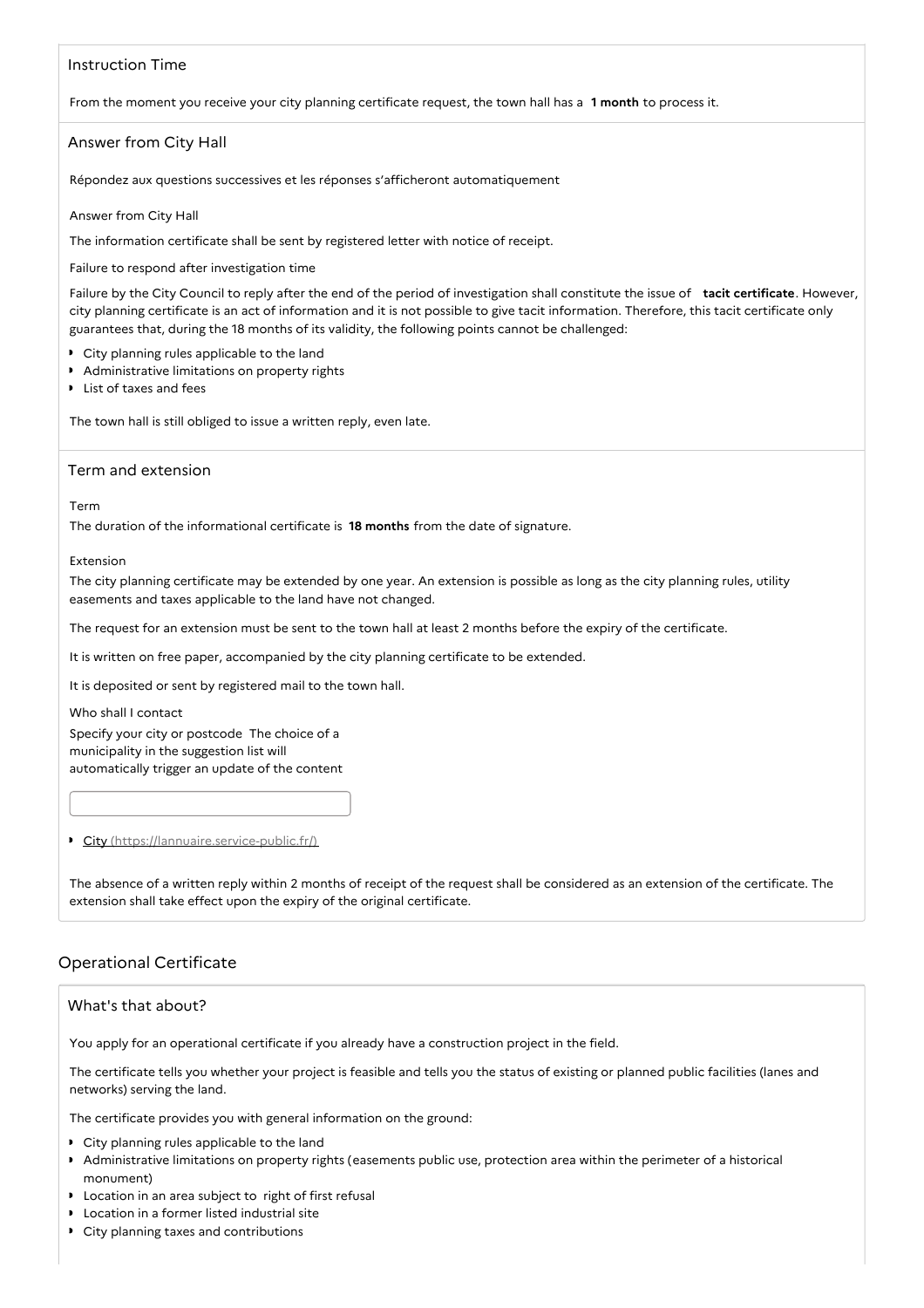### Instruction Time

From the moment you receive your city planning certificate request, the town hall has a **1 month** to process it.

### Answer from City Hall

Répondez aux questions successives et les réponses s'afficheront automatiquement

Answer from City Hall

The information certificate shall be sent by registered letter with notice of receipt.

Failure to respond after investigation time

Failure by the City Council to reply after the end of the period of investigation shall constitute the issue of **tacit certificate**. However, city planning certificate is an act of information and it is not possible to give tacit information. Therefore, this tacit certificate only guarantees that, during the 18 months of its validity, the following points cannot be challenged:

- City planning rules applicable to the land
- Administrative limitations on property rights
- List of taxes and fees

The town hall is still obliged to issue a written reply, even late.

### Term and extension

Term

The duration of the informational certificate is **18 months** from the date of signature.

Extension

The city planning certificate may be extended by one year. An extension is possible as long as the city planning rules, utility easements and taxes applicable to the land have not changed.

The request for an extension must be sent to the town hall at least 2 months before the expiry of the certificate.

It is written on free paper, accompanied by the city planning certificate to be extended.

It is deposited or sent by registered mail to the town hall.

Who shall I contact

Specify your city or postcode The choice of a municipality in the suggestion list will automatically trigger an update of the content

- City (https://lannuaire.service-public.fr/)

The absence of a written reply within 2 months of receipt of the request shall be considered as an extension of the certificate. The extension shall take effect upon the expiry of the original certificate.

## Operational Certificate

### What's that about?

You apply for an operational certificate if you already have a construction project in the field.

The certificate tells you whether your project is feasible and tells you the status of existing or planned public facilities (lanes and networks) serving the land.

The certificate provides you with general information on the ground:

- City planning rules applicable to the land
- Administrative limitations on property rights (easements public use, protection area within the perimeter of a historical monument)
- Location in an area subject to right of first refusal
- Location in a former listed industrial site
- City planning taxes and contributions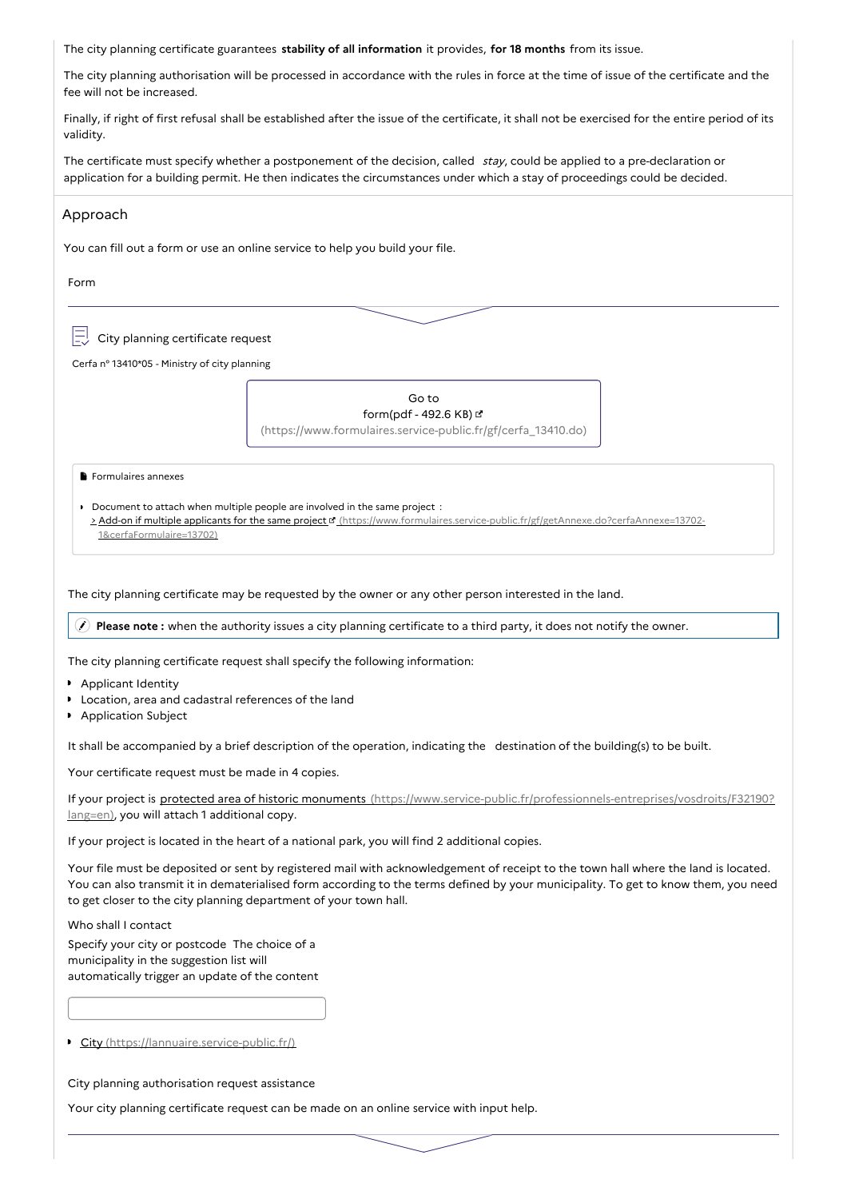The city planning certificate guarantees **stability of all information** it provides, **for 18 months** from its issue.

The city planning authorisation will be processed in accordance with the rules in force at the time of issue of the certificate and the fee will not be increased.

Finally, if right of first refusal shall be established after the issue of the certificate, it shall not be exercised for the entire period of its validity.

The certificate must specify whether a postponement of the decision, called *stay*, could be applied to a pre-declaration or application for a building permit. He then indicates the circumstances under which a stay of proceedings could be decided.

## Approach

You can fill out a form or use an online service to help you build your file.

Form

City planning certificate request

Cerfa n° 13410*05 - Ministry of city planning

Go to form(pdf - 492.6 KB) (https://www.formulaires.service-public.fr/gf/cerfa_13410.do)

Formulaires annexes

- Document to attach when multiple people are involved in the same project :
  > Add-on if multiple applicants for the same project (https://www.formulaires.service-public.fr/gf/getAnnexe.do?cerfaAnnexe=13702-1&cerfaFormulaire=13702)

The city planning certificate may be requested by the owner or any other person interested in the land.

**Please note :** when the authority issues a city planning certificate to a third party, it does not notify the owner.

The city planning certificate request shall specify the following information:

- Applicant Identity
- Location, area and cadastral references of the land
- Application Subject

It shall be accompanied by a brief description of the operation, indicating the destination of the building(s) to be built.

Your certificate request must be made in 4 copies.

If your project is protected area of historic monuments (https://www.service-public.fr/professionnels-entreprises/vosdroits/F32190?lang=en), you will attach 1 additional copy.

If your project is located in the heart of a national park, you will find 2 additional copies.

Your file must be deposited or sent by registered mail with acknowledgement of receipt to the town hall where the land is located. You can also transmit it in dematerialised form according to the terms defined by your municipality. To get to know them, you need to get closer to the city planning department of your town hall.

Who shall I contact

Specify your city or postcode The choice of a municipality in the suggestion list will automatically trigger an update of the content

- City (https://lannuaire.service-public.fr/)

City planning authorisation request assistance

Your city planning certificate request can be made on an online service with input help.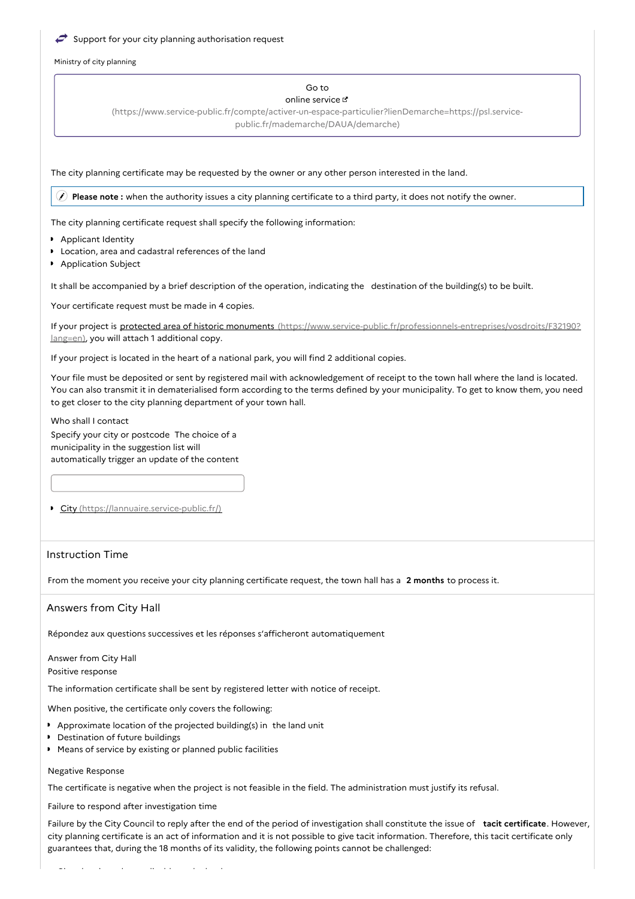Support for your city planning authorisation request

Ministry of city planning

Go to
online service
(https://www.service-public.fr/compte/activer-un-espace-particulier?lienDemarche=https://psl.service-public.fr/mademarche/DAUA/demarche)

The city planning certificate may be requested by the owner or any other person interested in the land.

**Please note :** when the authority issues a city planning certificate to a third party, it does not notify the owner.

The city planning certificate request shall specify the following information:

- Applicant Identity
- Location, area and cadastral references of the land
- Application Subject

It shall be accompanied by a brief description of the operation, indicating the destination of the building(s) to be built.

Your certificate request must be made in 4 copies.

If your project is [protected area of historic monuments (https://www.service-public.fr/professionnels-entreprises/vosdroits/F32190?lang=en)](https://www.service-public.fr/professionnels-entreprises/vosdroits/F32190?lang=en), you will attach 1 additional copy.

If your project is located in the heart of a national park, you will find 2 additional copies.

Your file must be deposited or sent by registered mail with acknowledgement of receipt to the town hall where the land is located. You can also transmit it in dematerialised form according to the terms defined by your municipality. To get to know them, you need to get closer to the city planning department of your town hall.

Who shall I contact

Specify your city or postcode The choice of a municipality in the suggestion list will automatically trigger an update of the content

- [City (https://lannuaire.service-public.fr/)](https://lannuaire.service-public.fr/)

## Instruction Time

From the moment you receive your city planning certificate request, the town hall has a **2 months** to process it.

## Answers from City Hall

Répondez aux questions successives et les réponses s'afficheront automatiquement

Answer from City Hall

Positive response

The information certificate shall be sent by registered letter with notice of receipt.

When positive, the certificate only covers the following:

- Approximate location of the projected building(s) in the land unit
- Destination of future buildings
- Means of service by existing or planned public facilities

Negative Response

The certificate is negative when the project is not feasible in the field. The administration must justify its refusal.

Failure to respond after investigation time

Failure by the City Council to reply after the end of the period of investigation shall constitute the issue of **tacit certificate**. However, city planning certificate is an act of information and it is not possible to give tacit information. Therefore, this tacit certificate only guarantees that, during the 18 months of its validity, the following points cannot be challenged: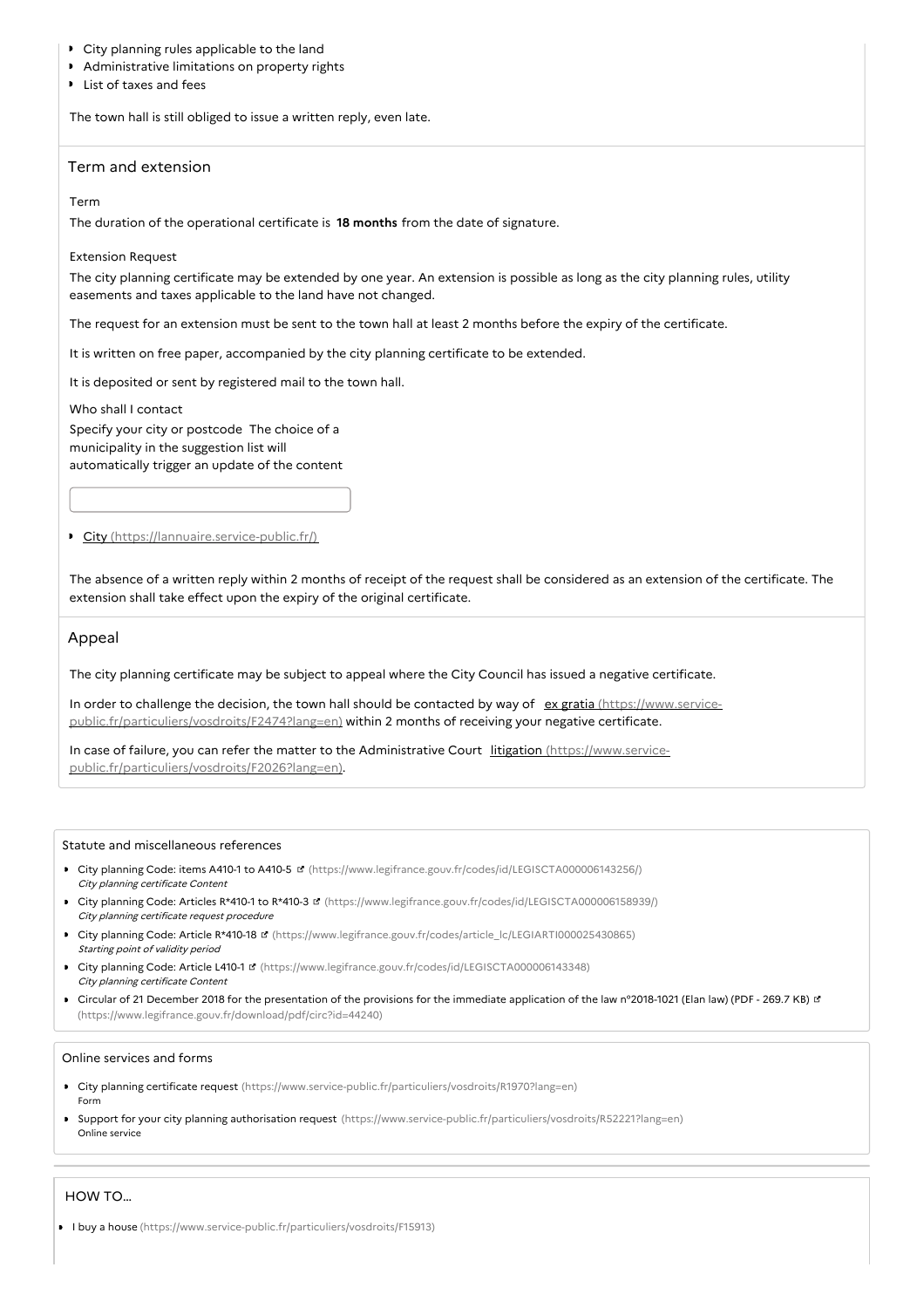- City planning rules applicable to the land
- Administrative limitations on property rights
- List of taxes and fees

The town hall is still obliged to issue a written reply, even late.

## Term and extension

Term

The duration of the operational certificate is **18 months** from the date of signature.

Extension Request

The city planning certificate may be extended by one year. An extension is possible as long as the city planning rules, utility easements and taxes applicable to the land have not changed.

The request for an extension must be sent to the town hall at least 2 months before the expiry of the certificate.

It is written on free paper, accompanied by the city planning certificate to be extended.

It is deposited or sent by registered mail to the town hall.

Who shall I contact

Specify your city or postcode The choice of a municipality in the suggestion list will automatically trigger an update of the content

- City (https://lannuaire.service-public.fr/)

The absence of a written reply within 2 months of receipt of the request shall be considered as an extension of the certificate. The extension shall take effect upon the expiry of the original certificate.

## Appeal

The city planning certificate may be subject to appeal where the City Council has issued a negative certificate.

In order to challenge the decision, the town hall should be contacted by way of ex gratia (https://www.service-public.fr/particuliers/vosdroits/F2474?lang=en) within 2 months of receiving your negative certificate.

In case of failure, you can refer the matter to the Administrative Court litigation (https://www.service-public.fr/particuliers/vosdroits/F2026?lang=en).

### Statute and miscellaneous references

- City planning Code: items A410-1 to A410-5 (https://www.legifrance.gouv.fr/codes/id/LEGISCTA000006143256/)
  *City planning certificate Content*
- City planning Code: Articles R*410-1 to R*410-3 (https://www.legifrance.gouv.fr/codes/id/LEGISCTA000006158939/)
  *City planning certificate request procedure*
- City planning Code: Article R*410-18 (https://www.legifrance.gouv.fr/codes/article_lc/LEGIARTI000025430865)
  *Starting point of validity period*
- City planning Code: Article L410-1 (https://www.legifrance.gouv.fr/codes/id/LEGISCTA000006143348)
  *City planning certificate Content*
- Circular of 21 December 2018 for the presentation of the provisions for the immediate application of the law n°2018-1021 (Elan law) (PDF - 269.7 KB) (https://www.legifrance.gouv.fr/download/pdf/circ?id=44240)

### Online services and forms

- City planning certificate request (https://www.service-public.fr/particuliers/vosdroits/R1970?lang=en)
  Form
- Support for your city planning authorisation request (https://www.service-public.fr/particuliers/vosdroits/R52221?lang=en)
  Online service

### HOW TO...

- I buy a house (https://www.service-public.fr/particuliers/vosdroits/F15913)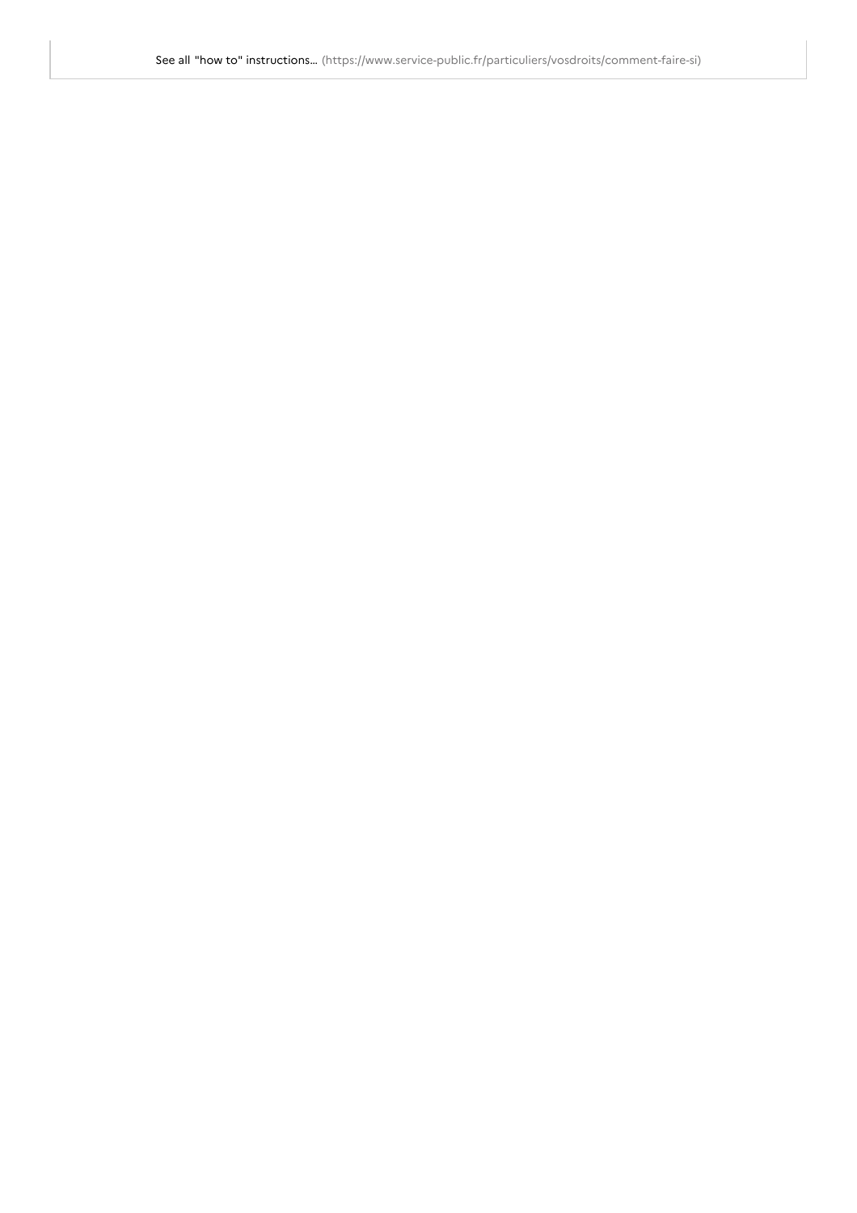See all "how to" instructions... (https://www.service-public.fr/particuliers/vosdroits/comment-faire-si)